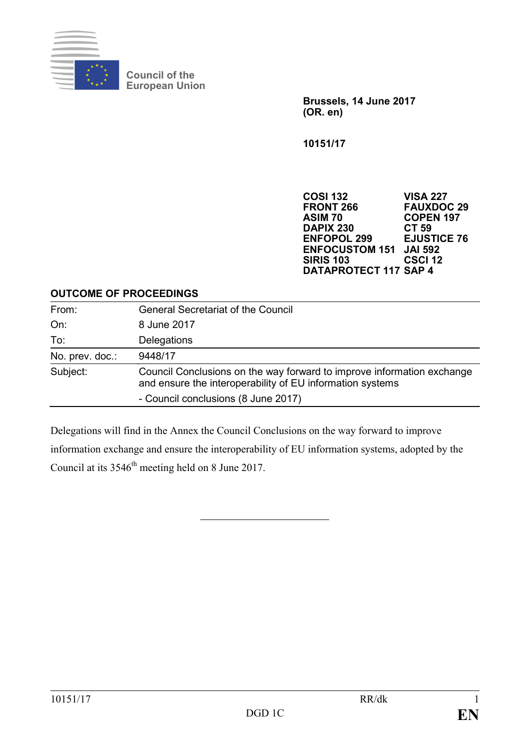Council of the European Union

**Brussels, 14 June 2017**
**(OR. en)**

**10151/17**

| | |
|---|---|
| **COSI 132** | **VISA 227** |
| **FRONT 266** | **FAUXDOC 29** |
| **ASIM 70** | **COPEN 197** |
| **DAPIX 230** | **CT 59** |
| **ENFOPOL 299** | **EJUSTICE 76** |
| **ENFOCUSTOM 151** | **JAI 592** |
| **SIRIS 103** | **CSCI 12** |
| **DATAPROTECT 117** | **SAP 4** |

**OUTCOME OF PROCEEDINGS**

| | |
|---|---|
| From: | General Secretariat of the Council |
| On: | 8 June 2017 |
| To: | Delegations |
| No. prev. doc.: | 9448/17 |
| Subject: | Council Conclusions on the way forward to improve information exchange and ensure the interoperability of EU information systems<br>- Council conclusions (8 June 2017) |

Delegations will find in the Annex the Council Conclusions on the way forward to improve information exchange and ensure the interoperability of EU information systems, adopted by the Council at its 3546th meeting held on 8 June 2017.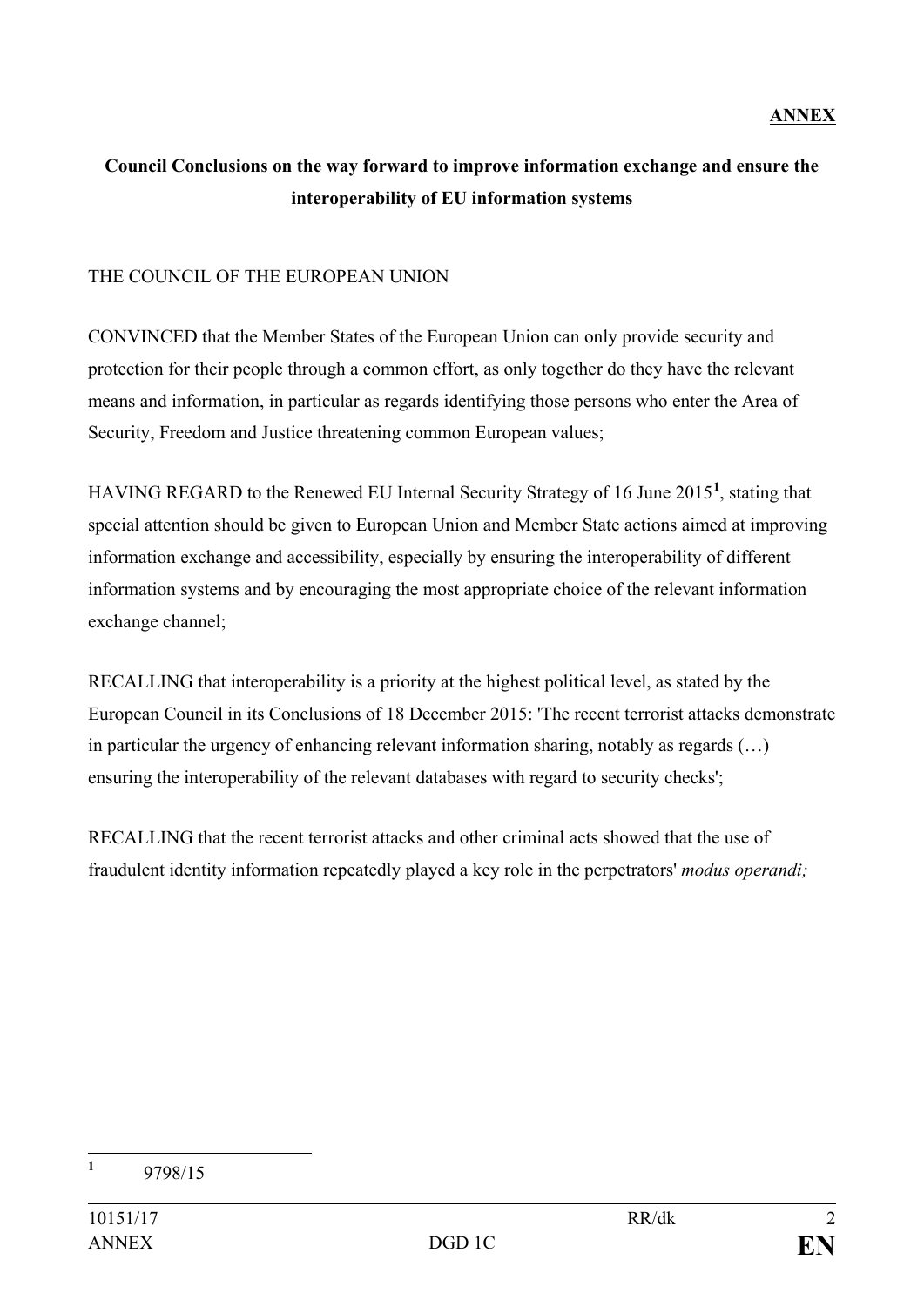**ANNEX**

**Council Conclusions on the way forward to improve information exchange and ensure the interoperability of EU information systems**

THE COUNCIL OF THE EUROPEAN UNION

CONVINCED that the Member States of the European Union can only provide security and protection for their people through a common effort, as only together do they have the relevant means and information, in particular as regards identifying those persons who enter the Area of Security, Freedom and Justice threatening common European values;

HAVING REGARD to the Renewed EU Internal Security Strategy of 16 June 2015[1], stating that special attention should be given to European Union and Member State actions aimed at improving information exchange and accessibility, especially by ensuring the interoperability of different information systems and by encouraging the most appropriate choice of the relevant information exchange channel;

RECALLING that interoperability is a priority at the highest political level, as stated by the European Council in its Conclusions of 18 December 2015: 'The recent terrorist attacks demonstrate in particular the urgency of enhancing relevant information sharing, notably as regards (…) ensuring the interoperability of the relevant databases with regard to security checks';

RECALLING that the recent terrorist attacks and other criminal acts showed that the use of fraudulent identity information repeatedly played a key role in the perpetrators' *modus operandi;*

[1] 9798/15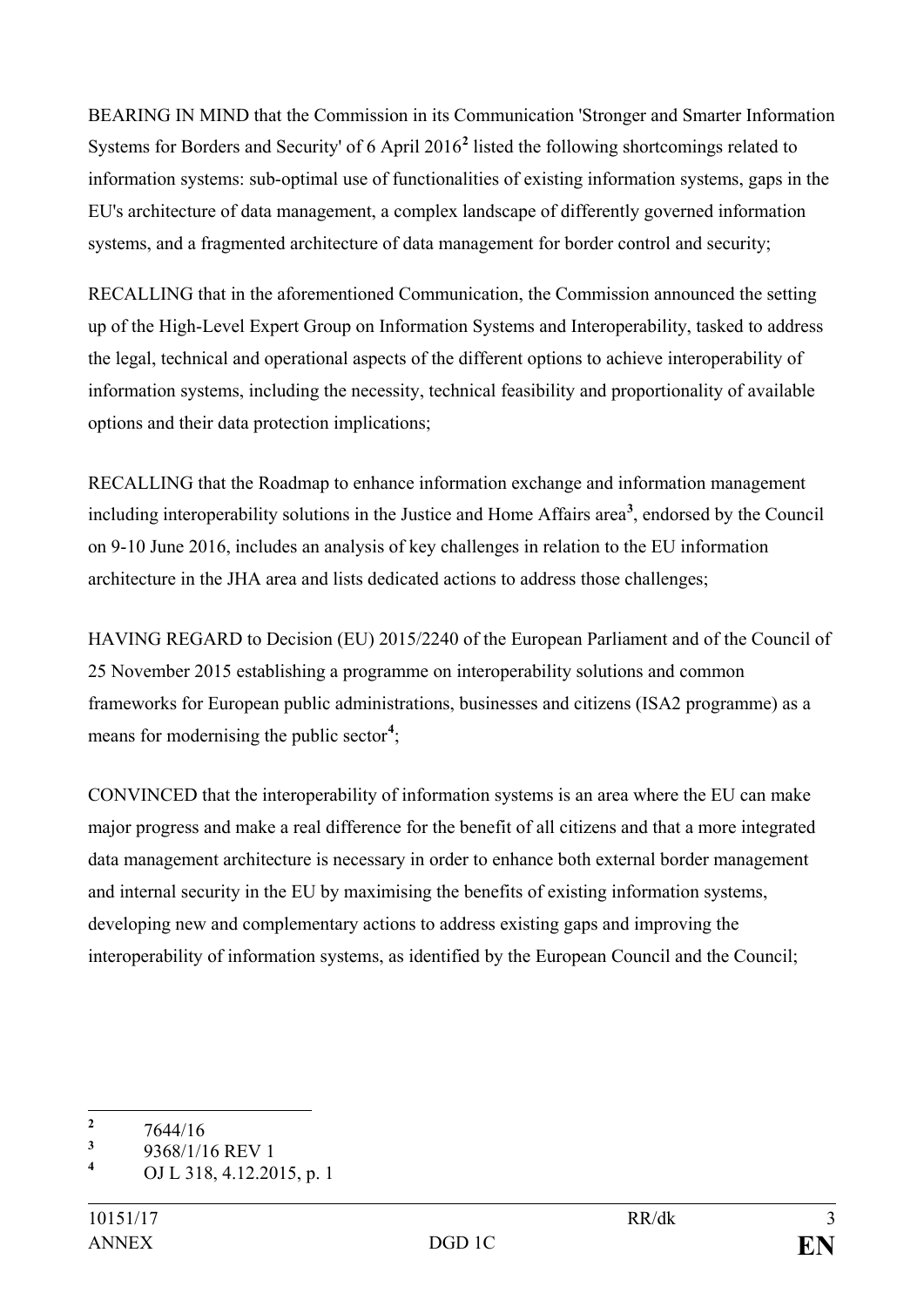BEARING IN MIND that the Commission in its Communication 'Stronger and Smarter Information Systems for Borders and Security' of 6 April 2016[2] listed the following shortcomings related to information systems: sub-optimal use of functionalities of existing information systems, gaps in the EU's architecture of data management, a complex landscape of differently governed information systems, and a fragmented architecture of data management for border control and security;

RECALLING that in the aforementioned Communication, the Commission announced the setting up of the High-Level Expert Group on Information Systems and Interoperability, tasked to address the legal, technical and operational aspects of the different options to achieve interoperability of information systems, including the necessity, technical feasibility and proportionality of available options and their data protection implications;

RECALLING that the Roadmap to enhance information exchange and information management including interoperability solutions in the Justice and Home Affairs area[3], endorsed by the Council on 9-10 June 2016, includes an analysis of key challenges in relation to the EU information architecture in the JHA area and lists dedicated actions to address those challenges;

HAVING REGARD to Decision (EU) 2015/2240 of the European Parliament and of the Council of 25 November 2015 establishing a programme on interoperability solutions and common frameworks for European public administrations, businesses and citizens (ISA2 programme) as a means for modernising the public sector[4];

CONVINCED that the interoperability of information systems is an area where the EU can make major progress and make a real difference for the benefit of all citizens and that a more integrated data management architecture is necessary in order to enhance both external border management and internal security in the EU by maximising the benefits of existing information systems, developing new and complementary actions to address existing gaps and improving the interoperability of information systems, as identified by the European Council and the Council;

---

[2] 7644/16

[3] 9368/1/16 REV 1

[4] OJ L 318, 4.12.2015, p. 1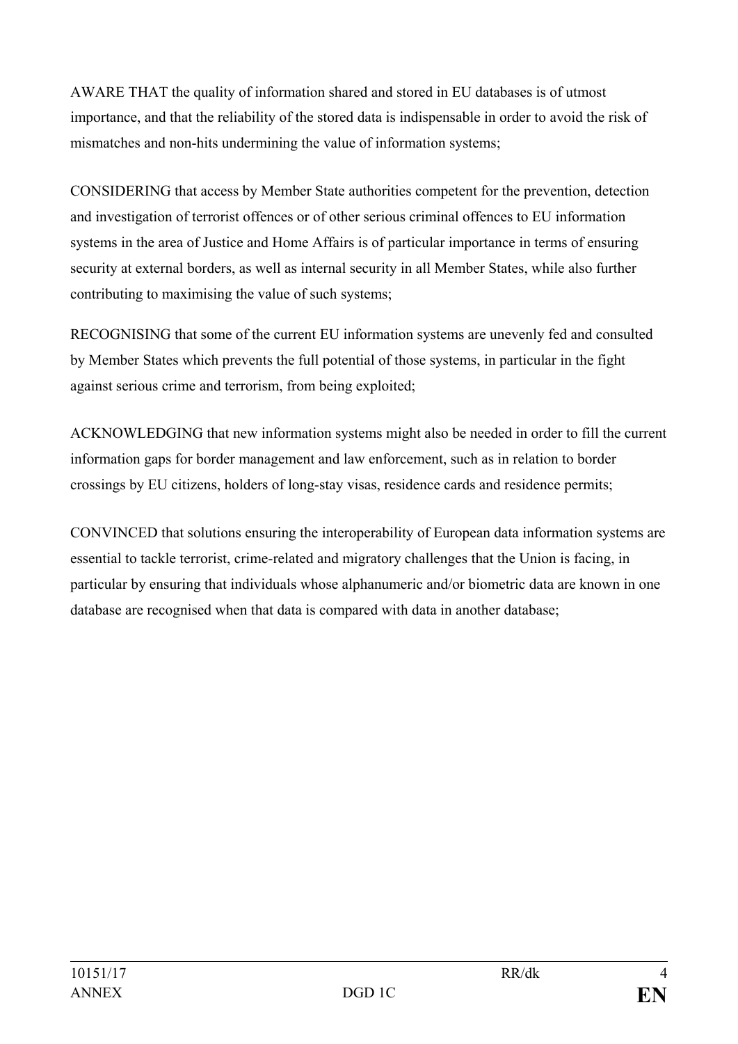AWARE THAT the quality of information shared and stored in EU databases is of utmost importance, and that the reliability of the stored data is indispensable in order to avoid the risk of mismatches and non-hits undermining the value of information systems;

CONSIDERING that access by Member State authorities competent for the prevention, detection and investigation of terrorist offences or of other serious criminal offences to EU information systems in the area of Justice and Home Affairs is of particular importance in terms of ensuring security at external borders, as well as internal security in all Member States, while also further contributing to maximising the value of such systems;

RECOGNISING that some of the current EU information systems are unevenly fed and consulted by Member States which prevents the full potential of those systems, in particular in the fight against serious crime and terrorism, from being exploited;

ACKNOWLEDGING that new information systems might also be needed in order to fill the current information gaps for border management and law enforcement, such as in relation to border crossings by EU citizens, holders of long-stay visas, residence cards and residence permits;

CONVINCED that solutions ensuring the interoperability of European data information systems are essential to tackle terrorist, crime-related and migratory challenges that the Union is facing, in particular by ensuring that individuals whose alphanumeric and/or biometric data are known in one database are recognised when that data is compared with data in another database;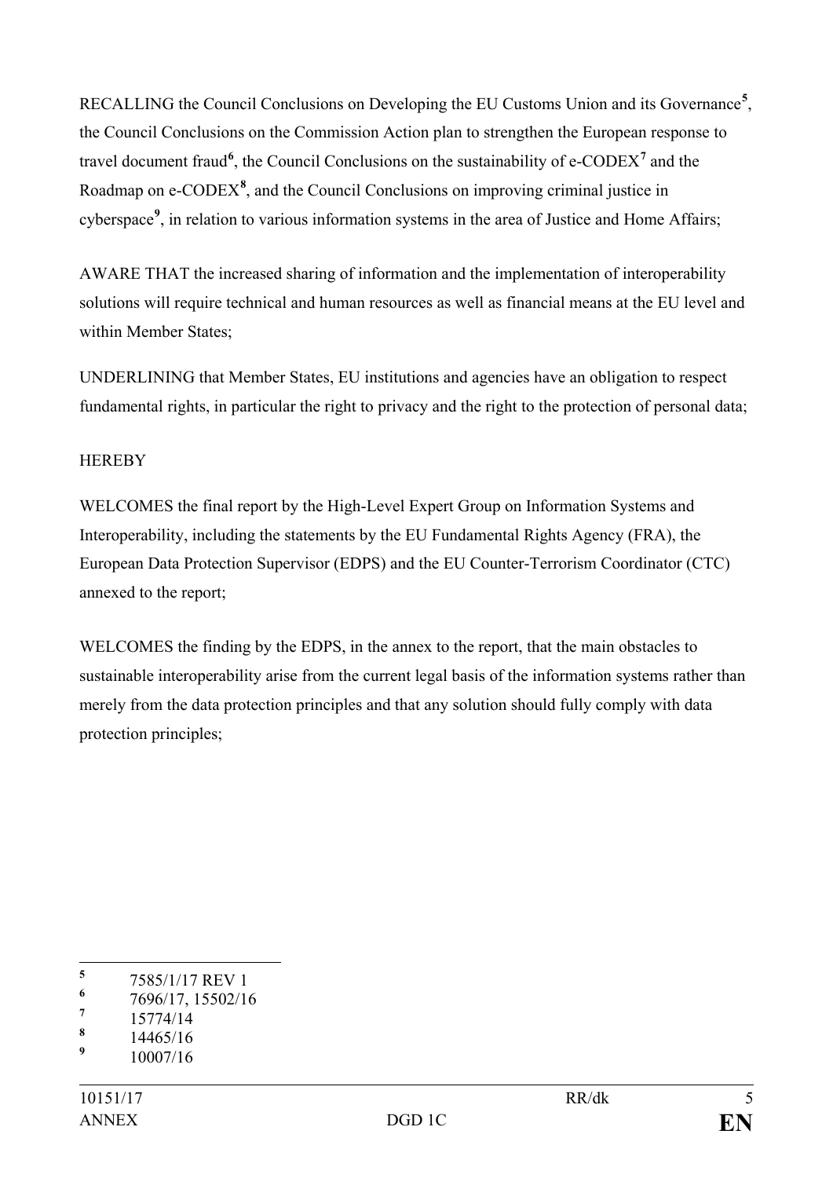RECALLING the Council Conclusions on Developing the EU Customs Union and its Governance[5], the Council Conclusions on the Commission Action plan to strengthen the European response to travel document fraud[6], the Council Conclusions on the sustainability of e-CODEX[7] and the Roadmap on e-CODEX[8], and the Council Conclusions on improving criminal justice in cyberspace[9], in relation to various information systems in the area of Justice and Home Affairs;

AWARE THAT the increased sharing of information and the implementation of interoperability solutions will require technical and human resources as well as financial means at the EU level and within Member States;

UNDERLINING that Member States, EU institutions and agencies have an obligation to respect fundamental rights, in particular the right to privacy and the right to the protection of personal data;

HEREBY

WELCOMES the final report by the High-Level Expert Group on Information Systems and Interoperability, including the statements by the EU Fundamental Rights Agency (FRA), the European Data Protection Supervisor (EDPS) and the EU Counter-Terrorism Coordinator (CTC) annexed to the report;

WELCOMES the finding by the EDPS, in the annex to the report, that the main obstacles to sustainable interoperability arise from the current legal basis of the information systems rather than merely from the data protection principles and that any solution should fully comply with data protection principles;

---

[5] 7585/1/17 REV 1

[6] 7696/17, 15502/16

[7] 15774/14

[8] 14465/16

[9] 10007/16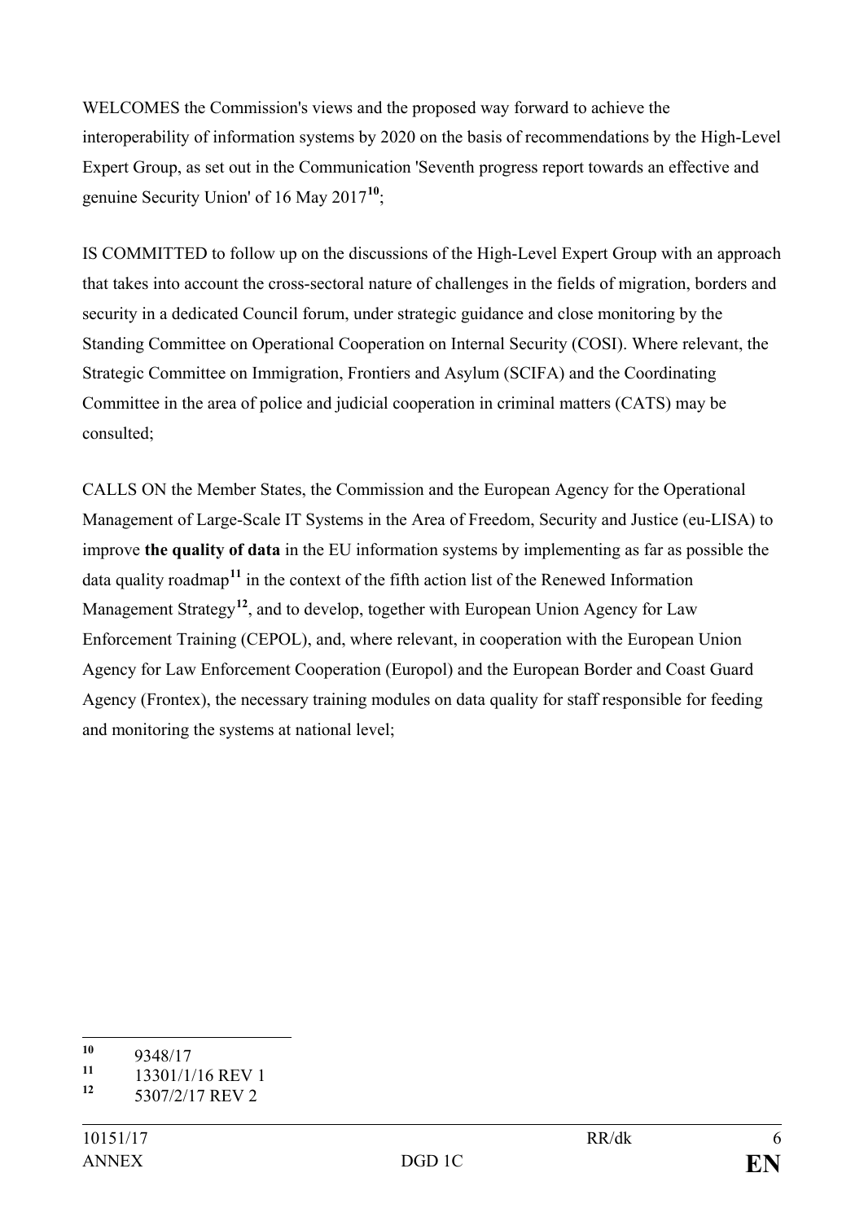WELCOMES the Commission's views and the proposed way forward to achieve the interoperability of information systems by 2020 on the basis of recommendations by the High-Level Expert Group, as set out in the Communication 'Seventh progress report towards an effective and genuine Security Union' of 16 May 2017[10];

IS COMMITTED to follow up on the discussions of the High-Level Expert Group with an approach that takes into account the cross-sectoral nature of challenges in the fields of migration, borders and security in a dedicated Council forum, under strategic guidance and close monitoring by the Standing Committee on Operational Cooperation on Internal Security (COSI). Where relevant, the Strategic Committee on Immigration, Frontiers and Asylum (SCIFA) and the Coordinating Committee in the area of police and judicial cooperation in criminal matters (CATS) may be consulted;

CALLS ON the Member States, the Commission and the European Agency for the Operational Management of Large-Scale IT Systems in the Area of Freedom, Security and Justice (eu-LISA) to improve **the quality of data** in the EU information systems by implementing as far as possible the data quality roadmap[11] in the context of the fifth action list of the Renewed Information Management Strategy[12], and to develop, together with European Union Agency for Law Enforcement Training (CEPOL), and, where relevant, in cooperation with the European Union Agency for Law Enforcement Cooperation (Europol) and the European Border and Coast Guard Agency (Frontex), the necessary training modules on data quality for staff responsible for feeding and monitoring the systems at national level;

---

[10] 9348/17

[11] 13301/1/16 REV 1

[12] 5307/2/17 REV 2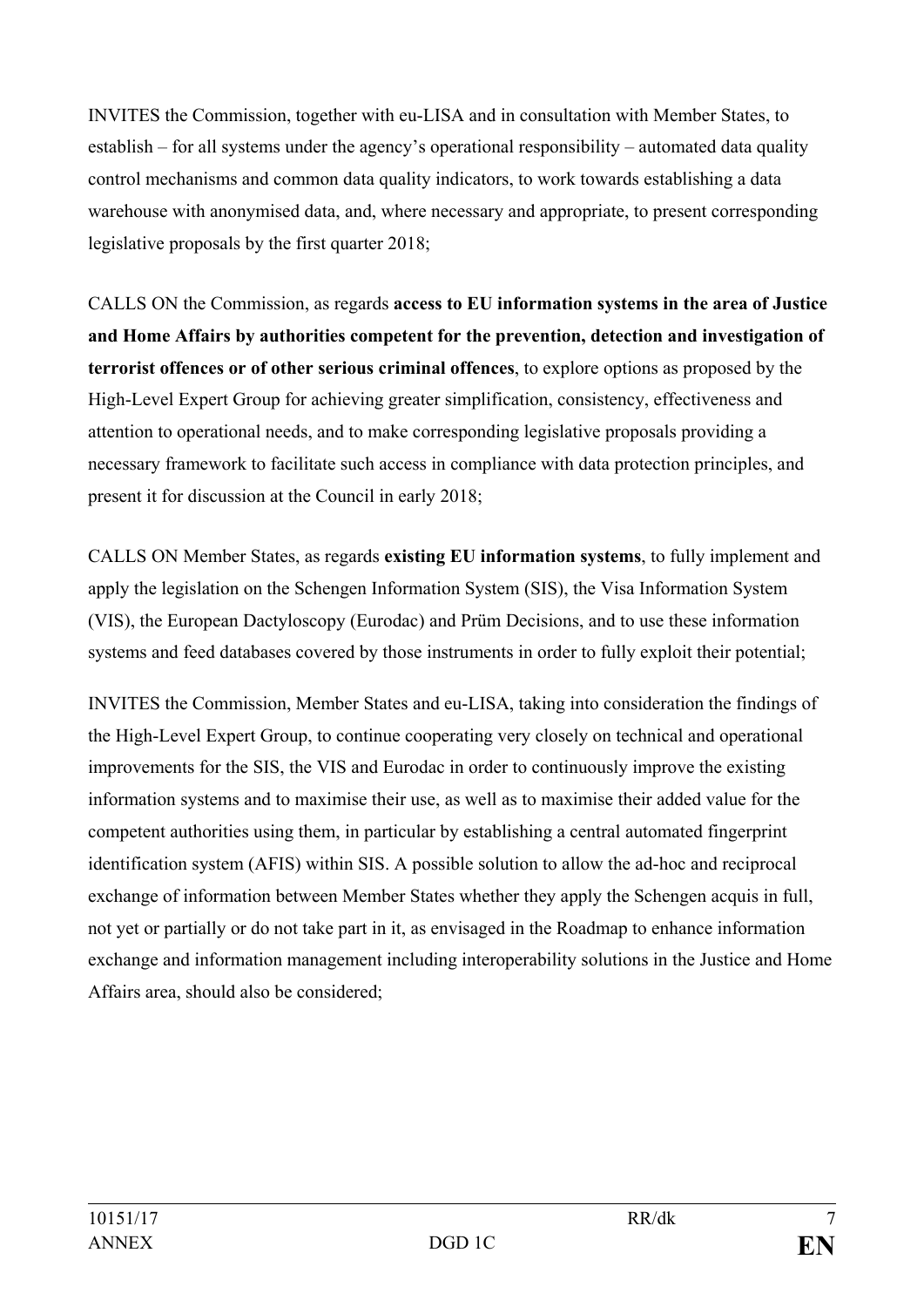INVITES the Commission, together with eu-LISA and in consultation with Member States, to establish – for all systems under the agency's operational responsibility – automated data quality control mechanisms and common data quality indicators, to work towards establishing a data warehouse with anonymised data, and, where necessary and appropriate, to present corresponding legislative proposals by the first quarter 2018;

CALLS ON the Commission, as regards **access to EU information systems in the area of Justice and Home Affairs by authorities competent for the prevention, detection and investigation of terrorist offences or of other serious criminal offences**, to explore options as proposed by the High-Level Expert Group for achieving greater simplification, consistency, effectiveness and attention to operational needs, and to make corresponding legislative proposals providing a necessary framework to facilitate such access in compliance with data protection principles, and present it for discussion at the Council in early 2018;

CALLS ON Member States, as regards **existing EU information systems**, to fully implement and apply the legislation on the Schengen Information System (SIS), the Visa Information System (VIS), the European Dactyloscopy (Eurodac) and Prüm Decisions, and to use these information systems and feed databases covered by those instruments in order to fully exploit their potential;

INVITES the Commission, Member States and eu-LISA, taking into consideration the findings of the High-Level Expert Group, to continue cooperating very closely on technical and operational improvements for the SIS, the VIS and Eurodac in order to continuously improve the existing information systems and to maximise their use, as well as to maximise their added value for the competent authorities using them, in particular by establishing a central automated fingerprint identification system (AFIS) within SIS. A possible solution to allow the ad-hoc and reciprocal exchange of information between Member States whether they apply the Schengen acquis in full, not yet or partially or do not take part in it, as envisaged in the Roadmap to enhance information exchange and information management including interoperability solutions in the Justice and Home Affairs area, should also be considered;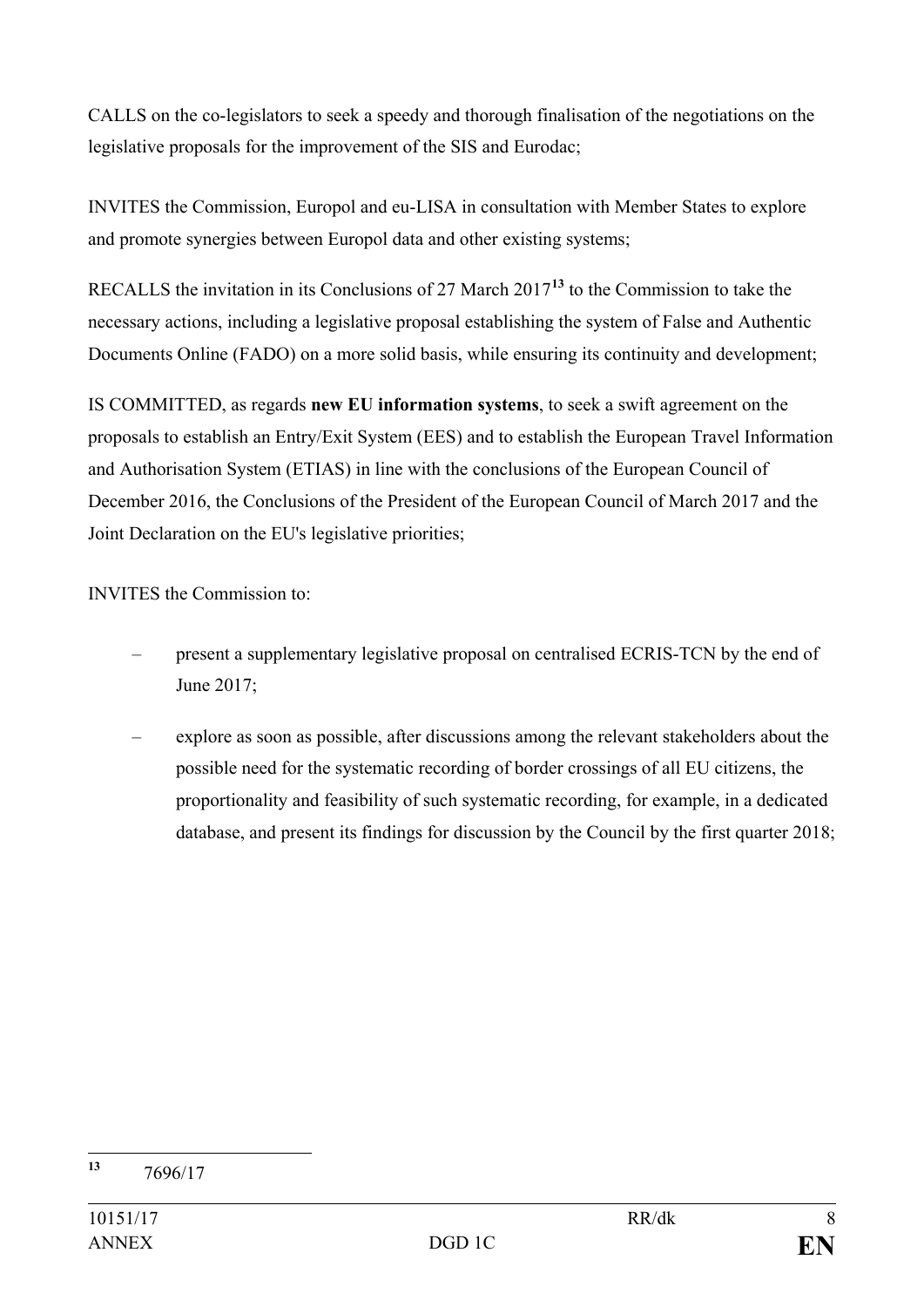CALLS on the co-legislators to seek a speedy and thorough finalisation of the negotiations on the legislative proposals for the improvement of the SIS and Eurodac;

INVITES the Commission, Europol and eu-LISA in consultation with Member States to explore and promote synergies between Europol data and other existing systems;

RECALLS the invitation in its Conclusions of 27 March 2017[13] to the Commission to take the necessary actions, including a legislative proposal establishing the system of False and Authentic Documents Online (FADO) on a more solid basis, while ensuring its continuity and development;

IS COMMITTED, as regards **new EU information systems**, to seek a swift agreement on the proposals to establish an Entry/Exit System (EES) and to establish the European Travel Information and Authorisation System (ETIAS) in line with the conclusions of the European Council of December 2016, the Conclusions of the President of the European Council of March 2017 and the Joint Declaration on the EU's legislative priorities;

INVITES the Commission to:

- present a supplementary legislative proposal on centralised ECRIS-TCN by the end of June 2017;
- explore as soon as possible, after discussions among the relevant stakeholders about the possible need for the systematic recording of border crossings of all EU citizens, the proportionality and feasibility of such systematic recording, for example, in a dedicated database, and present its findings for discussion by the Council by the first quarter 2018;

---

[13] 7696/17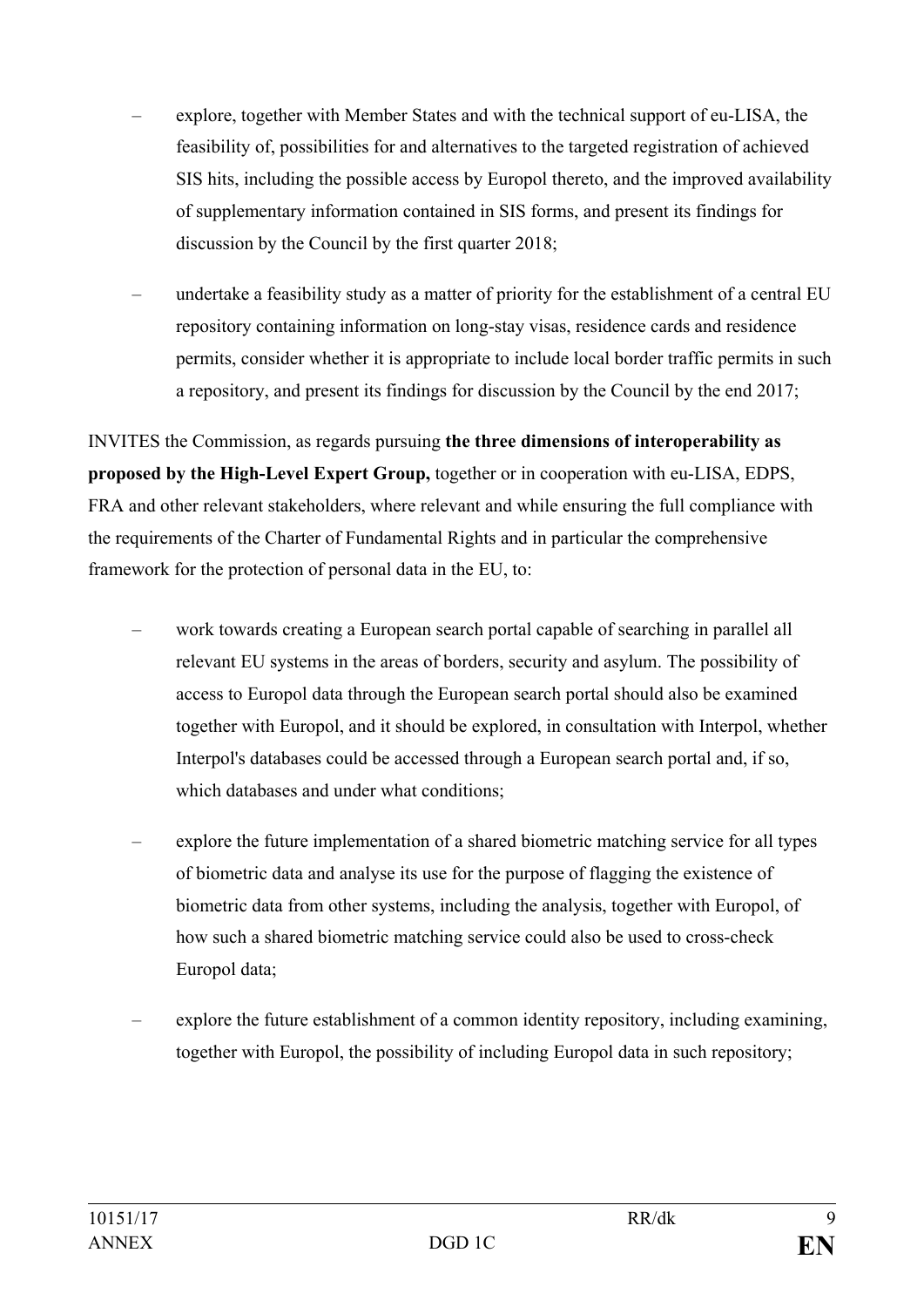- explore, together with Member States and with the technical support of eu-LISA, the feasibility of, possibilities for and alternatives to the targeted registration of achieved SIS hits, including the possible access by Europol thereto, and the improved availability of supplementary information contained in SIS forms, and present its findings for discussion by the Council by the first quarter 2018;

- undertake a feasibility study as a matter of priority for the establishment of a central EU repository containing information on long-stay visas, residence cards and residence permits, consider whether it is appropriate to include local border traffic permits in such a repository, and present its findings for discussion by the Council by the end 2017;

INVITES the Commission, as regards pursuing **the three dimensions of interoperability as proposed by the High-Level Expert Group,** together or in cooperation with eu-LISA, EDPS, FRA and other relevant stakeholders, where relevant and while ensuring the full compliance with the requirements of the Charter of Fundamental Rights and in particular the comprehensive framework for the protection of personal data in the EU, to:

- work towards creating a European search portal capable of searching in parallel all relevant EU systems in the areas of borders, security and asylum. The possibility of access to Europol data through the European search portal should also be examined together with Europol, and it should be explored, in consultation with Interpol, whether Interpol's databases could be accessed through a European search portal and, if so, which databases and under what conditions;

- explore the future implementation of a shared biometric matching service for all types of biometric data and analyse its use for the purpose of flagging the existence of biometric data from other systems, including the analysis, together with Europol, of how such a shared biometric matching service could also be used to cross-check Europol data;

- explore the future establishment of a common identity repository, including examining, together with Europol, the possibility of including Europol data in such repository;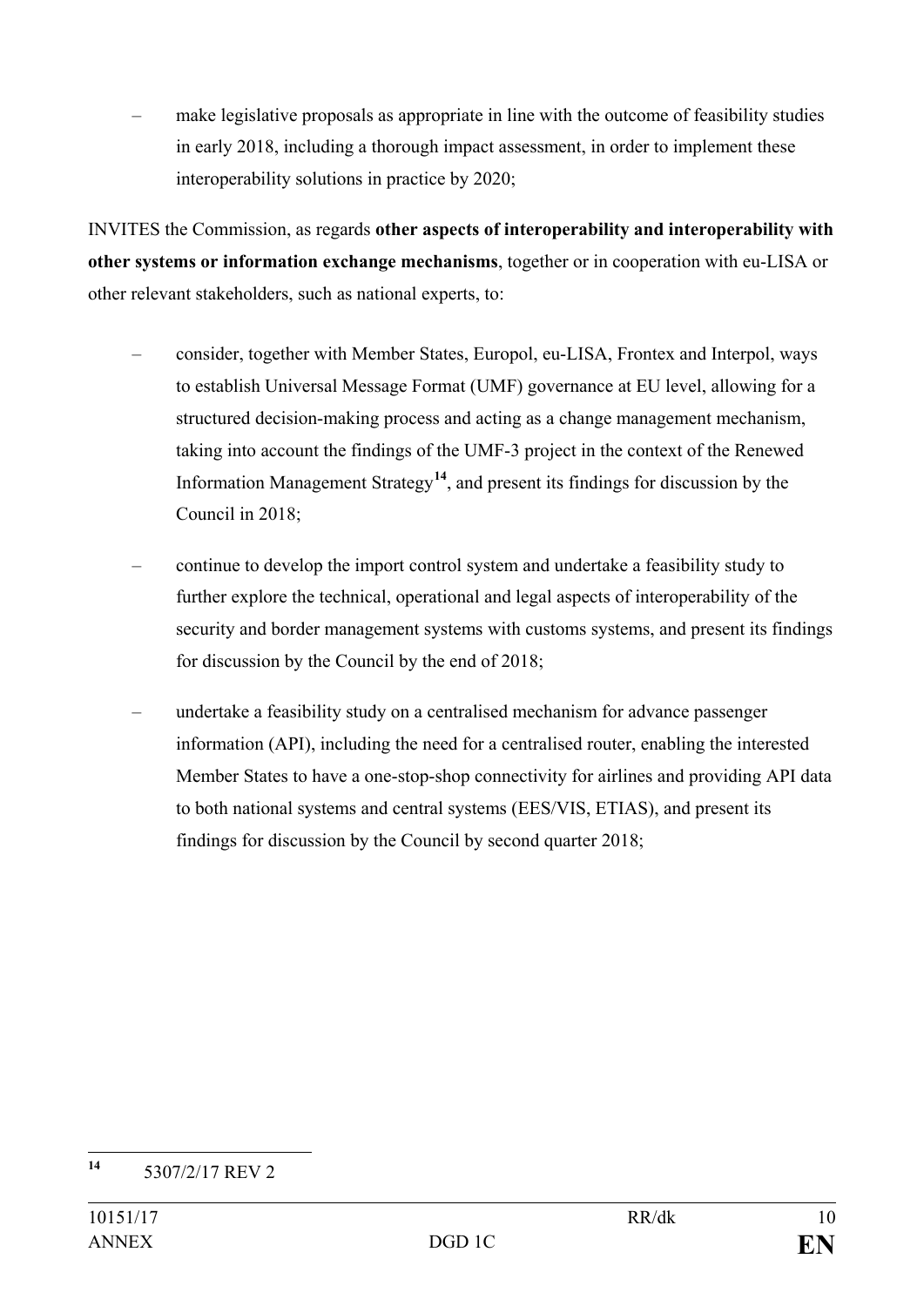– make legislative proposals as appropriate in line with the outcome of feasibility studies in early 2018, including a thorough impact assessment, in order to implement these interoperability solutions in practice by 2020;

INVITES the Commission, as regards **other aspects of interoperability and interoperability with other systems or information exchange mechanisms**, together or in cooperation with eu-LISA or other relevant stakeholders, such as national experts, to:

– consider, together with Member States, Europol, eu-LISA, Frontex and Interpol, ways to establish Universal Message Format (UMF) governance at EU level, allowing for a structured decision-making process and acting as a change management mechanism, taking into account the findings of the UMF-3 project in the context of the Renewed Information Management Strategy[14], and present its findings for discussion by the Council in 2018;

– continue to develop the import control system and undertake a feasibility study to further explore the technical, operational and legal aspects of interoperability of the security and border management systems with customs systems, and present its findings for discussion by the Council by the end of 2018;

– undertake a feasibility study on a centralised mechanism for advance passenger information (API), including the need for a centralised router, enabling the interested Member States to have a one-stop-shop connectivity for airlines and providing API data to both national systems and central systems (EES/VIS, ETIAS), and present its findings for discussion by the Council by second quarter 2018;

---

[14] 5307/2/17 REV 2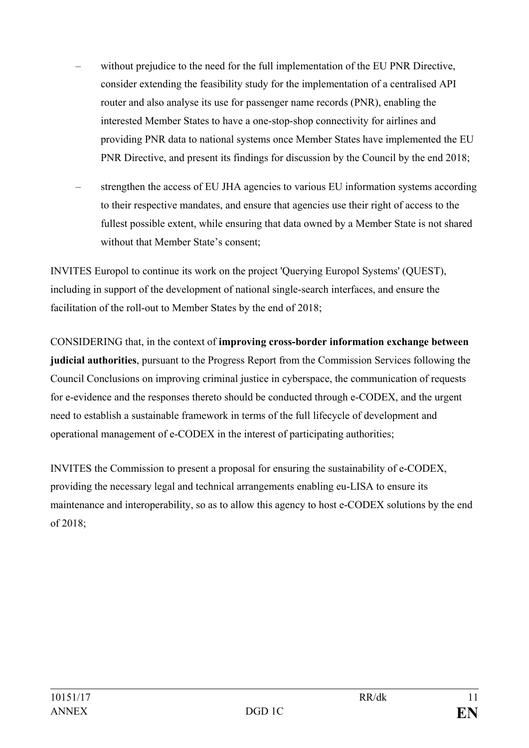- without prejudice to the need for the full implementation of the EU PNR Directive, consider extending the feasibility study for the implementation of a centralised API router and also analyse its use for passenger name records (PNR), enabling the interested Member States to have a one-stop-shop connectivity for airlines and providing PNR data to national systems once Member States have implemented the EU PNR Directive, and present its findings for discussion by the Council by the end 2018;
- strengthen the access of EU JHA agencies to various EU information systems according to their respective mandates, and ensure that agencies use their right of access to the fullest possible extent, while ensuring that data owned by a Member State is not shared without that Member State's consent;

INVITES Europol to continue its work on the project 'Querying Europol Systems' (QUEST), including in support of the development of national single-search interfaces, and ensure the facilitation of the roll-out to Member States by the end of 2018;

CONSIDERING that, in the context of **improving cross-border information exchange between judicial authorities**, pursuant to the Progress Report from the Commission Services following the Council Conclusions on improving criminal justice in cyberspace, the communication of requests for e-evidence and the responses thereto should be conducted through e-CODEX, and the urgent need to establish a sustainable framework in terms of the full lifecycle of development and operational management of e-CODEX in the interest of participating authorities;

INVITES the Commission to present a proposal for ensuring the sustainability of e-CODEX, providing the necessary legal and technical arrangements enabling eu-LISA to ensure its maintenance and interoperability, so as to allow this agency to host e-CODEX solutions by the end of 2018;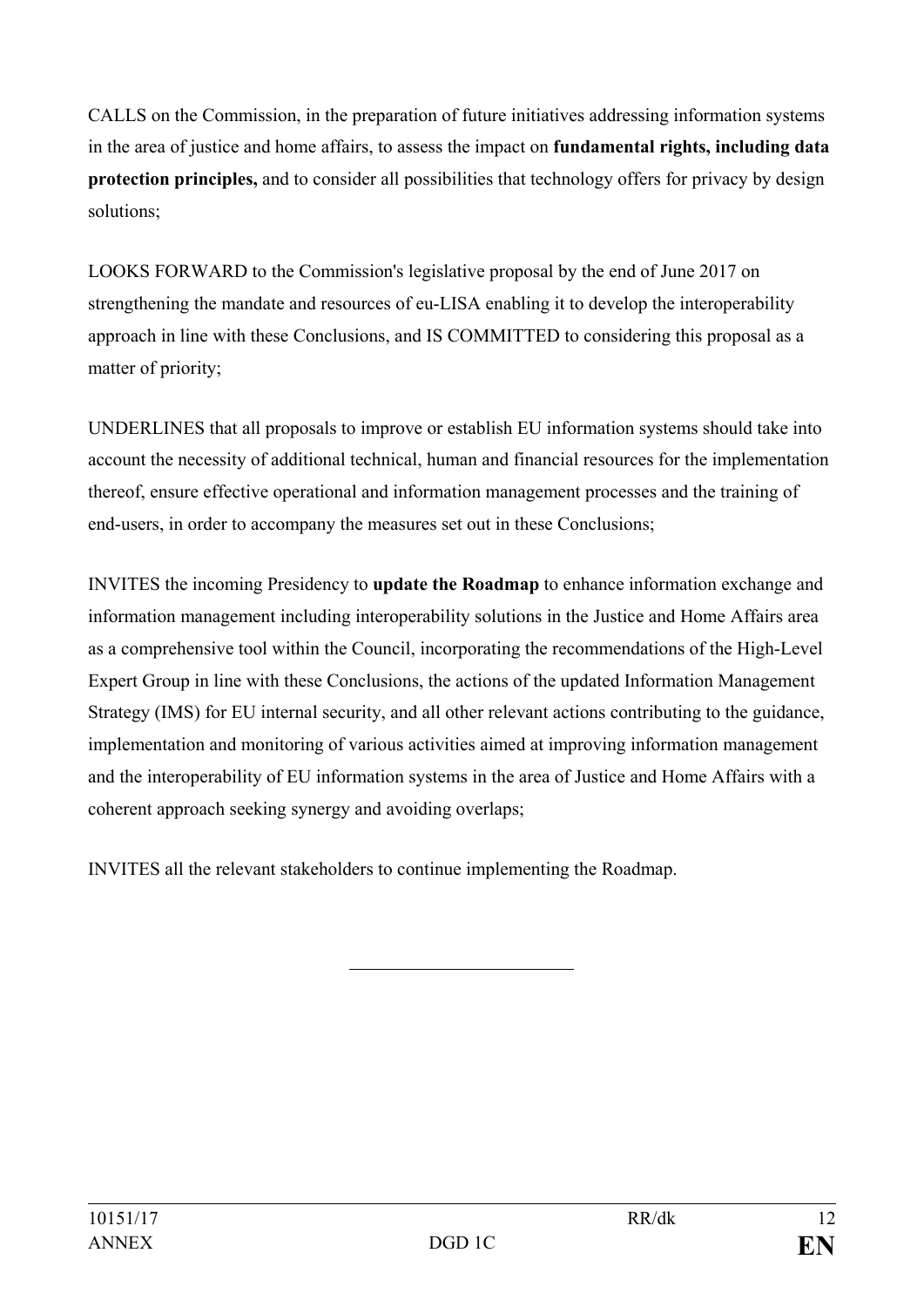CALLS on the Commission, in the preparation of future initiatives addressing information systems in the area of justice and home affairs, to assess the impact on **fundamental rights, including data protection principles,** and to consider all possibilities that technology offers for privacy by design solutions;

LOOKS FORWARD to the Commission's legislative proposal by the end of June 2017 on strengthening the mandate and resources of eu-LISA enabling it to develop the interoperability approach in line with these Conclusions, and IS COMMITTED to considering this proposal as a matter of priority;

UNDERLINES that all proposals to improve or establish EU information systems should take into account the necessity of additional technical, human and financial resources for the implementation thereof, ensure effective operational and information management processes and the training of end-users, in order to accompany the measures set out in these Conclusions;

INVITES the incoming Presidency to **update the Roadmap** to enhance information exchange and information management including interoperability solutions in the Justice and Home Affairs area as a comprehensive tool within the Council, incorporating the recommendations of the High-Level Expert Group in line with these Conclusions, the actions of the updated Information Management Strategy (IMS) for EU internal security, and all other relevant actions contributing to the guidance, implementation and monitoring of various activities aimed at improving information management and the interoperability of EU information systems in the area of Justice and Home Affairs with a coherent approach seeking synergy and avoiding overlaps;

INVITES all the relevant stakeholders to continue implementing the Roadmap.